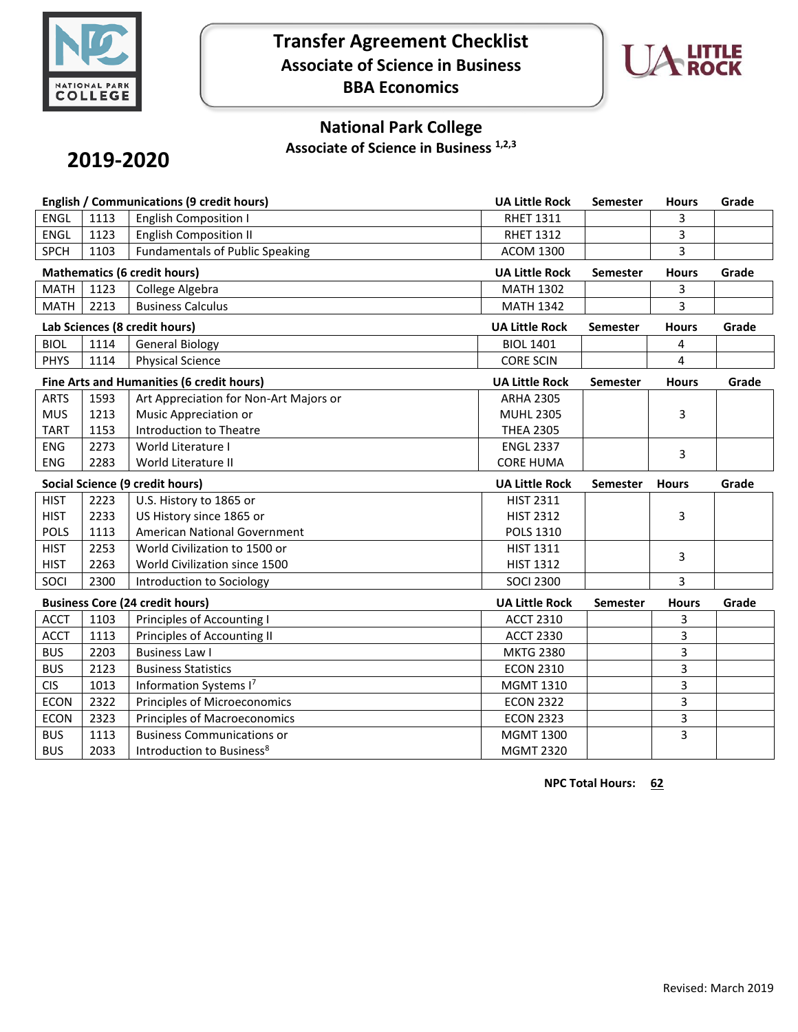# Transfer Agreement Checklist

## Associate of Science in Business

## BBA Economics

## National Park College

### Associate of Science in Business [1,2,3]

## 2019-2020

| English / Communications (9 credit hours) | | | UA Little Rock | Semester | Hours | Grade |
|---|---|---|---|---|---|---|
| ENGL | 1113 | English Composition I | RHET 1311 | | 3 | |
| ENGL | 1123 | English Composition II | RHET 1312 | | 3 | |
| SPCH | 1103 | Fundamentals of Public Speaking | ACOM 1300 | | 3 | |

| Mathematics (6 credit hours) | | | UA Little Rock | Semester | Hours | Grade |
|---|---|---|---|---|---|---|
| MATH | 1123 | College Algebra | MATH 1302 | | 3 | |
| MATH | 2213 | Business Calculus | MATH 1342 | | 3 | |

| Lab Sciences (8 credit hours) | | | UA Little Rock | Semester | Hours | Grade |
|---|---|---|---|---|---|---|
| BIOL | 1114 | General Biology | BIOL 1401 | | 4 | |
| PHYS | 1114 | Physical Science | CORE SCIN | | 4 | |

| Fine Arts and Humanities (6 credit hours) | | | UA Little Rock | Semester | Hours | Grade |
|---|---|---|---|---|---|---|
| ARTS | 1593 | Art Appreciation for Non-Art Majors or | ARHA 2305 | | | |
| MUS | 1213 | Music Appreciation or | MUHL 2305 | | 3 | |
| TART | 1153 | Introduction to Theatre | THEA 2305 | | | |
| ENG | 2273 | World Literature I | ENGL 2337 | | 3 | |
| ENG | 2283 | World Literature II | CORE HUMA | | | |

| Social Science (9 credit hours) | | | UA Little Rock | Semester | Hours | Grade |
|---|---|---|---|---|---|---|
| HIST | 2223 | U.S. History to 1865 or | HIST 2311 | | | |
| HIST | 2233 | US History since 1865 or | HIST 2312 | | 3 | |
| POLS | 1113 | American National Government | POLS 1310 | | | |
| HIST | 2253 | World Civilization to 1500 or | HIST 1311 | | 3 | |
| HIST | 2263 | World Civilization since 1500 | HIST 1312 | | | |
| SOCI | 2300 | Introduction to Sociology | SOCI 2300 | | 3 | |

| Business Core (24 credit hours) | | | UA Little Rock | Semester | Hours | Grade |
|---|---|---|---|---|---|---|
| ACCT | 1103 | Principles of Accounting I | ACCT 2310 | | 3 | |
| ACCT | 1113 | Principles of Accounting II | ACCT 2330 | | 3 | |
| BUS | 2203 | Business Law I | MKTG 2380 | | 3 | |
| BUS | 2123 | Business Statistics | ECON 2310 | | 3 | |
| CIS | 1013 | Information Systems I[7] | MGMT 1310 | | 3 | |
| ECON | 2322 | Principles of Microeconomics | ECON 2322 | | 3 | |
| ECON | 2323 | Principles of Macroeconomics | ECON 2323 | | 3 | |
| BUS | 1113 | Business Communications or | MGMT 1300 | | 3 | |
| BUS | 2033 | Introduction to Business[8] | MGMT 2320 | | | |

**NPC Total Hours: 62**

Revised: March 2019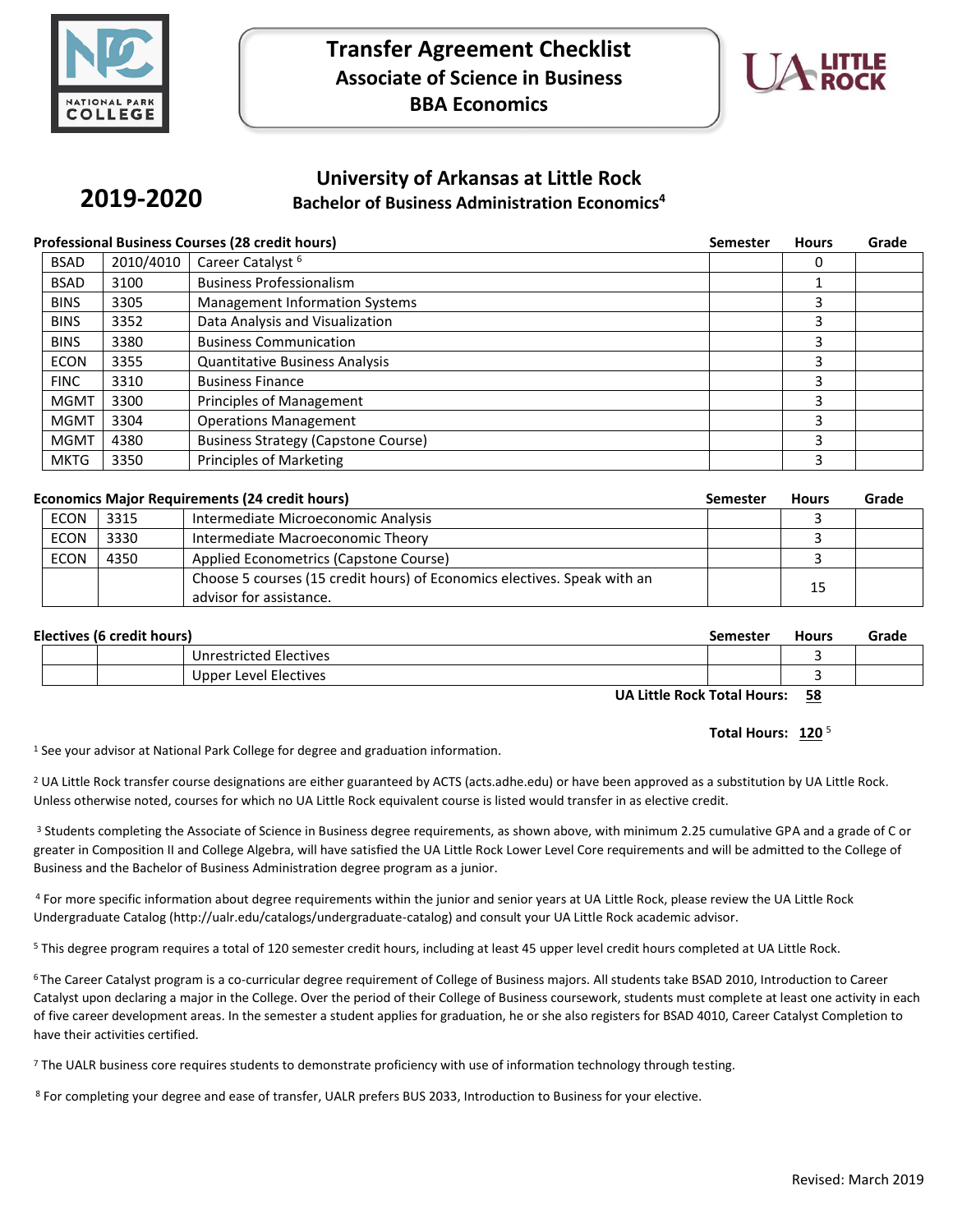# Transfer Agreement Checklist
## Associate of Science in Business
## BBA Economics

**2019-2020**

## University of Arkansas at Little Rock
### Bachelor of Business Administration Economics[4]

**Professional Business Courses (28 credit hours)**

| | | | Semester | Hours | Grade |
|---|---|---|---|---|---|
| BSAD | 2010/4010 | Career Catalyst [6] | | 0 | |
| BSAD | 3100 | Business Professionalism | | 1 | |
| BINS | 3305 | Management Information Systems | | 3 | |
| BINS | 3352 | Data Analysis and Visualization | | 3 | |
| BINS | 3380 | Business Communication | | 3 | |
| ECON | 3355 | Quantitative Business Analysis | | 3 | |
| FINC | 3310 | Business Finance | | 3 | |
| MGMT | 3300 | Principles of Management | | 3 | |
| MGMT | 3304 | Operations Management | | 3 | |
| MGMT | 4380 | Business Strategy (Capstone Course) | | 3 | |
| MKTG | 3350 | Principles of Marketing | | 3 | |

**Economics Major Requirements (24 credit hours)**

| | | | Semester | Hours | Grade |
|---|---|---|---|---|---|
| ECON | 3315 | Intermediate Microeconomic Analysis | | 3 | |
| ECON | 3330 | Intermediate Macroeconomic Theory | | 3 | |
| ECON | 4350 | Applied Econometrics (Capstone Course) | | 3 | |
| | | Choose 5 courses (15 credit hours) of Economics electives. Speak with an advisor for assistance. | | 15 | |

**Electives (6 credit hours)**

| | | | Semester | Hours | Grade |
|---|---|---|---|---|---|
| | | Unrestricted Electives | | 3 | |
| | | Upper Level Electives | | 3 | |

**UA Little Rock Total Hours: 58**

**Total Hours: 120** [5]

[1] See your advisor at National Park College for degree and graduation information.

[2] UA Little Rock transfer course designations are either guaranteed by ACTS (acts.adhe.edu) or have been approved as a substitution by UA Little Rock. Unless otherwise noted, courses for which no UA Little Rock equivalent course is listed would transfer in as elective credit.

[3] Students completing the Associate of Science in Business degree requirements, as shown above, with minimum 2.25 cumulative GPA and a grade of C or greater in Composition II and College Algebra, will have satisfied the UA Little Rock Lower Level Core requirements and will be admitted to the College of Business and the Bachelor of Business Administration degree program as a junior.

[4] For more specific information about degree requirements within the junior and senior years at UA Little Rock, please review the UA Little Rock Undergraduate Catalog (http://ualr.edu/catalogs/undergraduate-catalog) and consult your UA Little Rock academic advisor.

[5] This degree program requires a total of 120 semester credit hours, including at least 45 upper level credit hours completed at UA Little Rock.

[6] The Career Catalyst program is a co-curricular degree requirement of College of Business majors. All students take BSAD 2010, Introduction to Career Catalyst upon declaring a major in the College. Over the period of their College of Business coursework, students must complete at least one activity in each of five career development areas. In the semester a student applies for graduation, he or she also registers for BSAD 4010, Career Catalyst Completion to have their activities certified.

[7] The UALR business core requires students to demonstrate proficiency with use of information technology through testing.

[8] For completing your degree and ease of transfer, UALR prefers BUS 2033, Introduction to Business for your elective.

Revised: March 2019